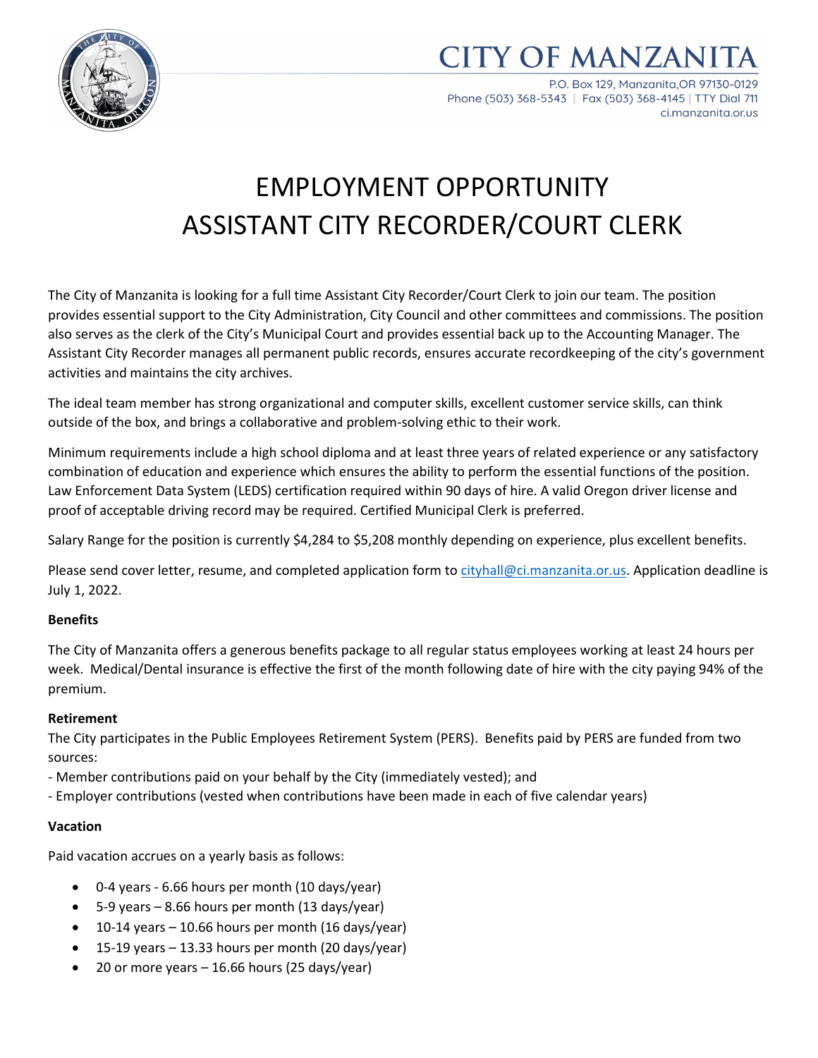# CITY OF MANZANITA

P.O. Box 129, Manzanita,OR 97130-0129
Phone (503) 368-5343 | Fax (503) 368-4145 | TTY Dial 711
ci.manzanita.or.us

# EMPLOYMENT OPPORTUNITY
# ASSISTANT CITY RECORDER/COURT CLERK

The City of Manzanita is looking for a full time Assistant City Recorder/Court Clerk to join our team. The position provides essential support to the City Administration, City Council and other committees and commissions. The position also serves as the clerk of the City's Municipal Court and provides essential back up to the Accounting Manager. The Assistant City Recorder manages all permanent public records, ensures accurate recordkeeping of the city's government activities and maintains the city archives.

The ideal team member has strong organizational and computer skills, excellent customer service skills, can think outside of the box, and brings a collaborative and problem-solving ethic to their work.

Minimum requirements include a high school diploma and at least three years of related experience or any satisfactory combination of education and experience which ensures the ability to perform the essential functions of the position. Law Enforcement Data System (LEDS) certification required within 90 days of hire. A valid Oregon driver license and proof of acceptable driving record may be required. Certified Municipal Clerk is preferred.

Salary Range for the position is currently $4,284 to $5,208 monthly depending on experience, plus excellent benefits.

Please send cover letter, resume, and completed application form to cityhall@ci.manzanita.or.us. Application deadline is July 1, 2022.

**Benefits**

The City of Manzanita offers a generous benefits package to all regular status employees working at least 24 hours per week. Medical/Dental insurance is effective the first of the month following date of hire with the city paying 94% of the premium.

**Retirement**

The City participates in the Public Employees Retirement System (PERS). Benefits paid by PERS are funded from two sources:

- Member contributions paid on your behalf by the City (immediately vested); and
- Employer contributions (vested when contributions have been made in each of five calendar years)

**Vacation**

Paid vacation accrues on a yearly basis as follows:

- 0-4 years - 6.66 hours per month (10 days/year)
- 5-9 years – 8.66 hours per month (13 days/year)
- 10-14 years – 10.66 hours per month (16 days/year)
- 15-19 years – 13.33 hours per month (20 days/year)
- 20 or more years – 16.66 hours (25 days/year)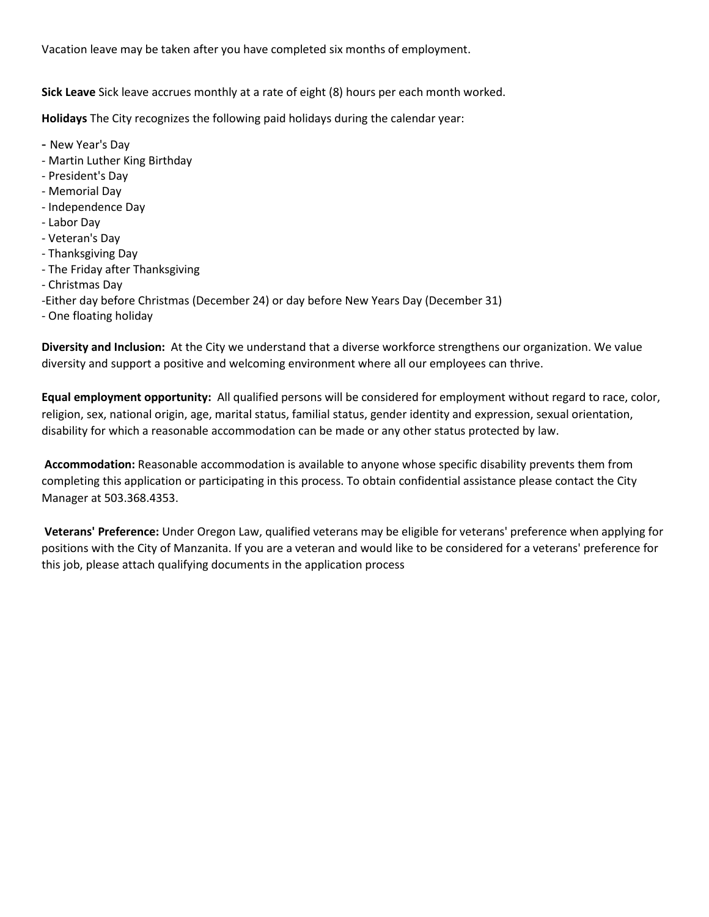Vacation leave may be taken after you have completed six months of employment.

**Sick Leave** Sick leave accrues monthly at a rate of eight (8) hours per each month worked.

**Holidays** The City recognizes the following paid holidays during the calendar year:

- New Year's Day
- Martin Luther King Birthday
- President's Day
- Memorial Day
- Independence Day
- Labor Day
- Veteran's Day
- Thanksgiving Day
- The Friday after Thanksgiving
- Christmas Day
- Either day before Christmas (December 24) or day before New Years Day (December 31)
- One floating holiday

**Diversity and Inclusion:** At the City we understand that a diverse workforce strengthens our organization. We value diversity and support a positive and welcoming environment where all our employees can thrive.

**Equal employment opportunity:** All qualified persons will be considered for employment without regard to race, color, religion, sex, national origin, age, marital status, familial status, gender identity and expression, sexual orientation, disability for which a reasonable accommodation can be made or any other status protected by law.

**Accommodation:** Reasonable accommodation is available to anyone whose specific disability prevents them from completing this application or participating in this process. To obtain confidential assistance please contact the City Manager at 503.368.4353.

**Veterans' Preference:** Under Oregon Law, qualified veterans may be eligible for veterans' preference when applying for positions with the City of Manzanita. If you are a veteran and would like to be considered for a veterans' preference for this job, please attach qualifying documents in the application process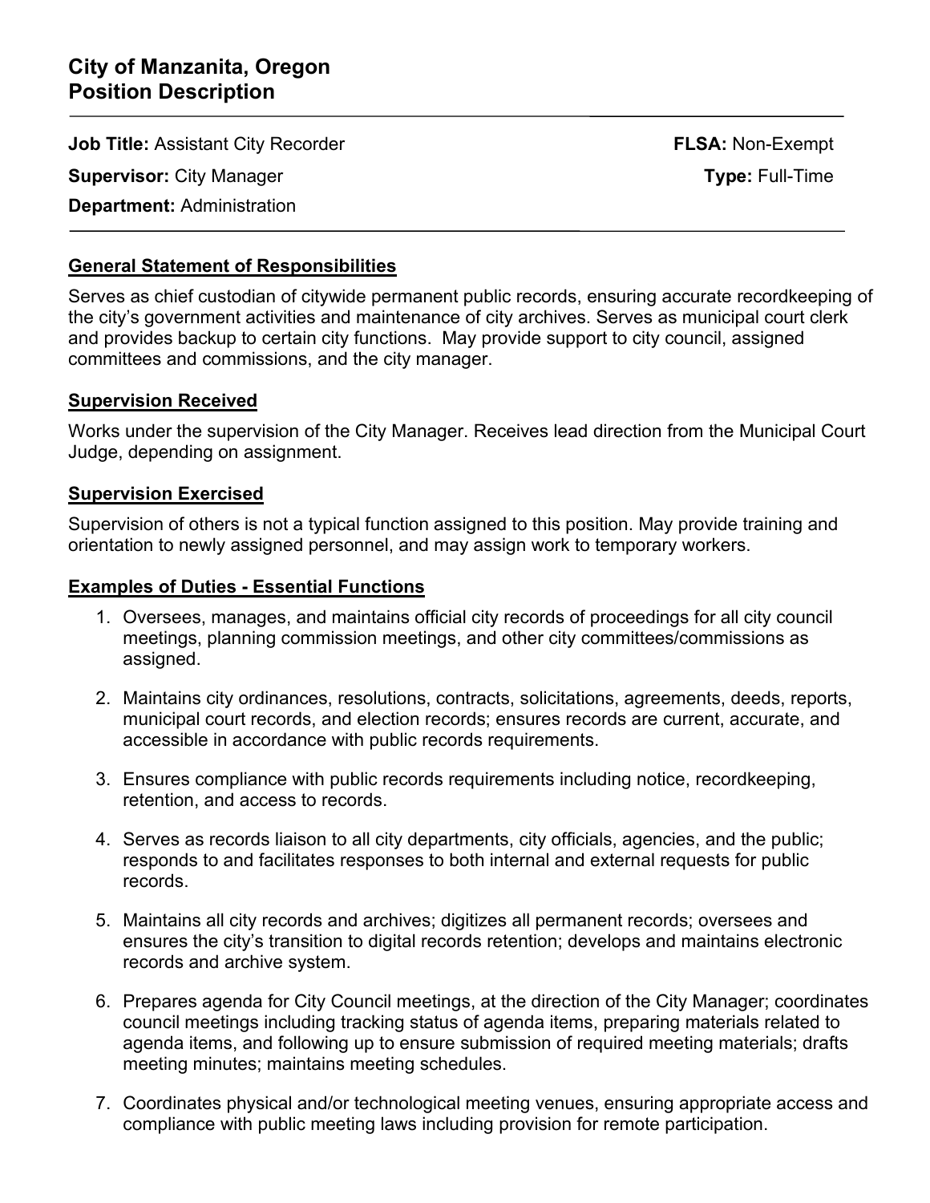# City of Manzanita, Oregon
# Position Description

**Job Title:** Assistant City Recorder

**FLSA:** Non-Exempt

**Supervisor:** City Manager

**Type:** Full-Time

**Department:** Administration

---

## General Statement of Responsibilities

Serves as chief custodian of citywide permanent public records, ensuring accurate recordkeeping of the city's government activities and maintenance of city archives. Serves as municipal court clerk and provides backup to certain city functions. May provide support to city council, assigned committees and commissions, and the city manager.

## Supervision Received

Works under the supervision of the City Manager. Receives lead direction from the Municipal Court Judge, depending on assignment.

## Supervision Exercised

Supervision of others is not a typical function assigned to this position. May provide training and orientation to newly assigned personnel, and may assign work to temporary workers.

## Examples of Duties - Essential Functions

1. Oversees, manages, and maintains official city records of proceedings for all city council meetings, planning commission meetings, and other city committees/commissions as assigned.

2. Maintains city ordinances, resolutions, contracts, solicitations, agreements, deeds, reports, municipal court records, and election records; ensures records are current, accurate, and accessible in accordance with public records requirements.

3. Ensures compliance with public records requirements including notice, recordkeeping, retention, and access to records.

4. Serves as records liaison to all city departments, city officials, agencies, and the public; responds to and facilitates responses to both internal and external requests for public records.

5. Maintains all city records and archives; digitizes all permanent records; oversees and ensures the city's transition to digital records retention; develops and maintains electronic records and archive system.

6. Prepares agenda for City Council meetings, at the direction of the City Manager; coordinates council meetings including tracking status of agenda items, preparing materials related to agenda items, and following up to ensure submission of required meeting materials; drafts meeting minutes; maintains meeting schedules.

7. Coordinates physical and/or technological meeting venues, ensuring appropriate access and compliance with public meeting laws including provision for remote participation.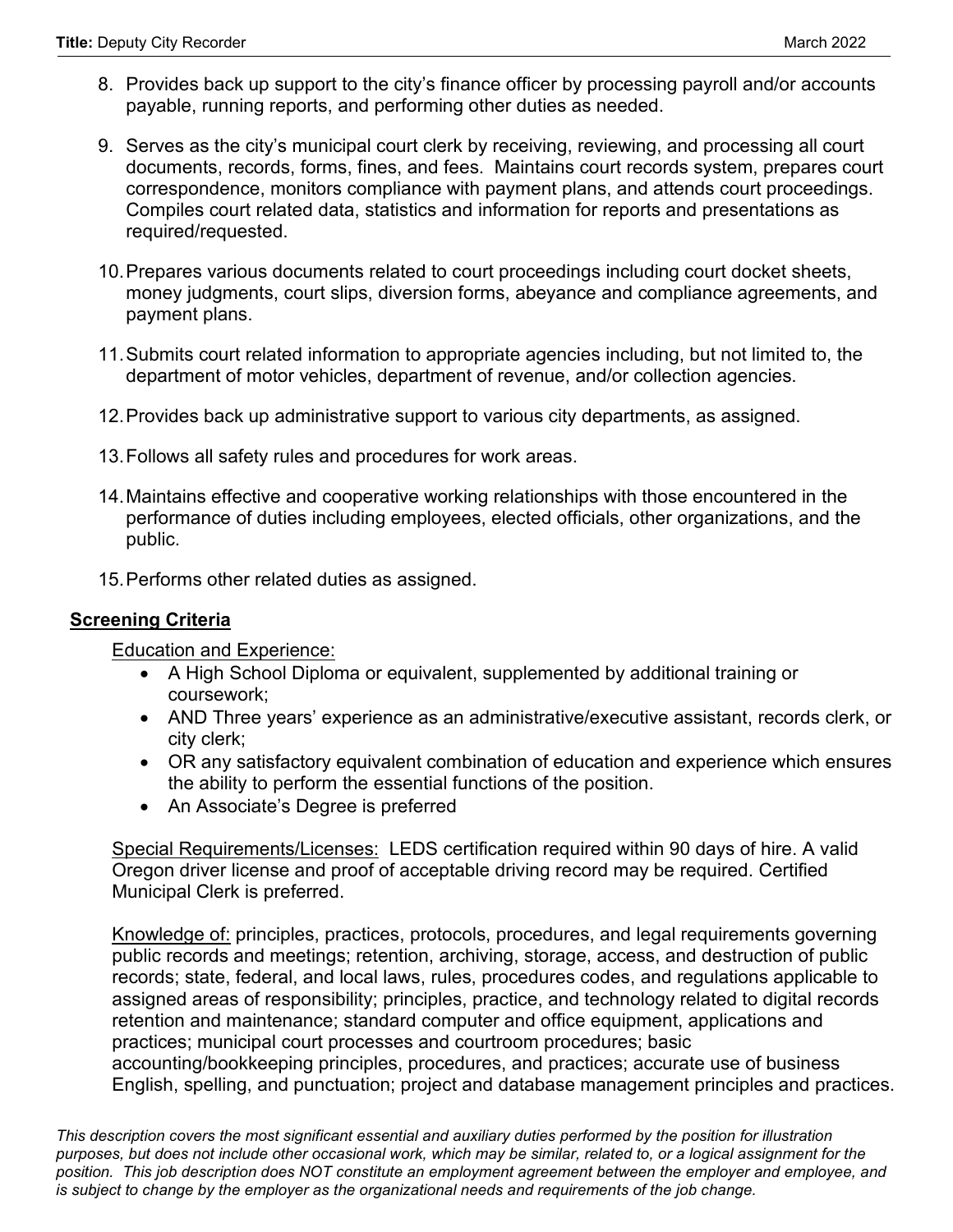8. Provides back up support to the city's finance officer by processing payroll and/or accounts payable, running reports, and performing other duties as needed.

9. Serves as the city's municipal court clerk by receiving, reviewing, and processing all court documents, records, forms, fines, and fees. Maintains court records system, prepares court correspondence, monitors compliance with payment plans, and attends court proceedings. Compiles court related data, statistics and information for reports and presentations as required/requested.

10. Prepares various documents related to court proceedings including court docket sheets, money judgments, court slips, diversion forms, abeyance and compliance agreements, and payment plans.

11. Submits court related information to appropriate agencies including, but not limited to, the department of motor vehicles, department of revenue, and/or collection agencies.

12. Provides back up administrative support to various city departments, as assigned.

13. Follows all safety rules and procedures for work areas.

14. Maintains effective and cooperative working relationships with those encountered in the performance of duties including employees, elected officials, other organizations, and the public.

15. Performs other related duties as assigned.

## Screening Criteria

Education and Experience:

- A High School Diploma or equivalent, supplemented by additional training or coursework;
- AND Three years' experience as an administrative/executive assistant, records clerk, or city clerk;
- OR any satisfactory equivalent combination of education and experience which ensures the ability to perform the essential functions of the position.
- An Associate's Degree is preferred

Special Requirements/Licenses: LEDS certification required within 90 days of hire. A valid Oregon driver license and proof of acceptable driving record may be required. Certified Municipal Clerk is preferred.

Knowledge of: principles, practices, protocols, procedures, and legal requirements governing public records and meetings; retention, archiving, storage, access, and destruction of public records; state, federal, and local laws, rules, procedures codes, and regulations applicable to assigned areas of responsibility; principles, practice, and technology related to digital records retention and maintenance; standard computer and office equipment, applications and practices; municipal court processes and courtroom procedures; basic accounting/bookkeeping principles, procedures, and practices; accurate use of business English, spelling, and punctuation; project and database management principles and practices.

*This description covers the most significant essential and auxiliary duties performed by the position for illustration purposes, but does not include other occasional work, which may be similar, related to, or a logical assignment for the position. This job description does NOT constitute an employment agreement between the employer and employee, and is subject to change by the employer as the organizational needs and requirements of the job change.*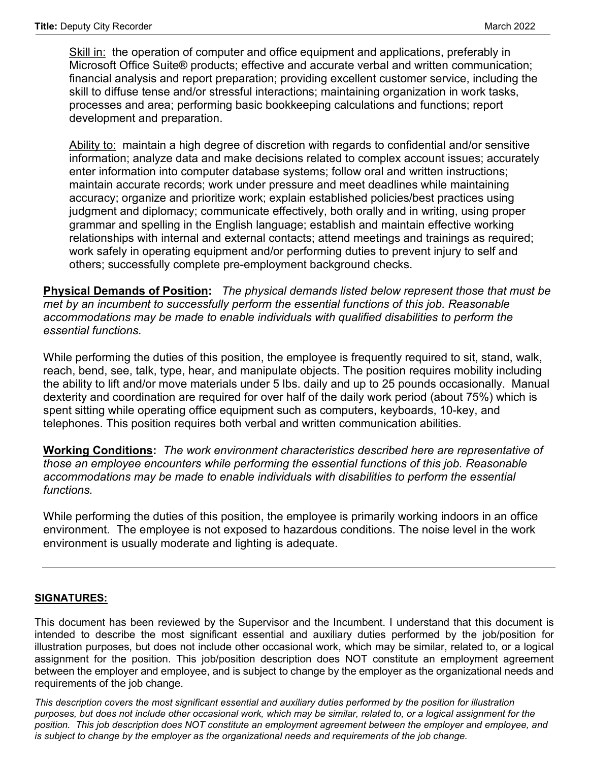<u>Skill in:</u> the operation of computer and office equipment and applications, preferably in Microsoft Office Suite® products; effective and accurate verbal and written communication; financial analysis and report preparation; providing excellent customer service, including the skill to diffuse tense and/or stressful interactions; maintaining organization in work tasks, processes and area; performing basic bookkeeping calculations and functions; report development and preparation.

<u>Ability to:</u> maintain a high degree of discretion with regards to confidential and/or sensitive information; analyze data and make decisions related to complex account issues; accurately enter information into computer database systems; follow oral and written instructions; maintain accurate records; work under pressure and meet deadlines while maintaining accuracy; organize and prioritize work; explain established policies/best practices using judgment and diplomacy; communicate effectively, both orally and in writing, using proper grammar and spelling in the English language; establish and maintain effective working relationships with internal and external contacts; attend meetings and trainings as required; work safely in operating equipment and/or performing duties to prevent injury to self and others; successfully complete pre-employment background checks.

**<u>Physical Demands of Position</u>:** *The physical demands listed below represent those that must be met by an incumbent to successfully perform the essential functions of this job. Reasonable accommodations may be made to enable individuals with qualified disabilities to perform the essential functions.*

While performing the duties of this position, the employee is frequently required to sit, stand, walk, reach, bend, see, talk, type, hear, and manipulate objects. The position requires mobility including the ability to lift and/or move materials under 5 lbs. daily and up to 25 pounds occasionally. Manual dexterity and coordination are required for over half of the daily work period (about 75%) which is spent sitting while operating office equipment such as computers, keyboards, 10-key, and telephones. This position requires both verbal and written communication abilities.

**<u>Working Conditions</u>:** *The work environment characteristics described here are representative of those an employee encounters while performing the essential functions of this job. Reasonable accommodations may be made to enable individuals with disabilities to perform the essential functions.*

While performing the duties of this position, the employee is primarily working indoors in an office environment. The employee is not exposed to hazardous conditions. The noise level in the work environment is usually moderate and lighting is adequate.

---

**<u>SIGNATURES:</u>**

This document has been reviewed by the Supervisor and the Incumbent. I understand that this document is intended to describe the most significant essential and auxiliary duties performed by the job/position for illustration purposes, but does not include other occasional work, which may be similar, related to, or a logical assignment for the position. This job/position description does NOT constitute an employment agreement between the employer and employee, and is subject to change by the employer as the organizational needs and requirements of the job change.

*This description covers the most significant essential and auxiliary duties performed by the position for illustration purposes, but does not include other occasional work, which may be similar, related to, or a logical assignment for the position. This job description does NOT constitute an employment agreement between the employer and employee, and is subject to change by the employer as the organizational needs and requirements of the job change.*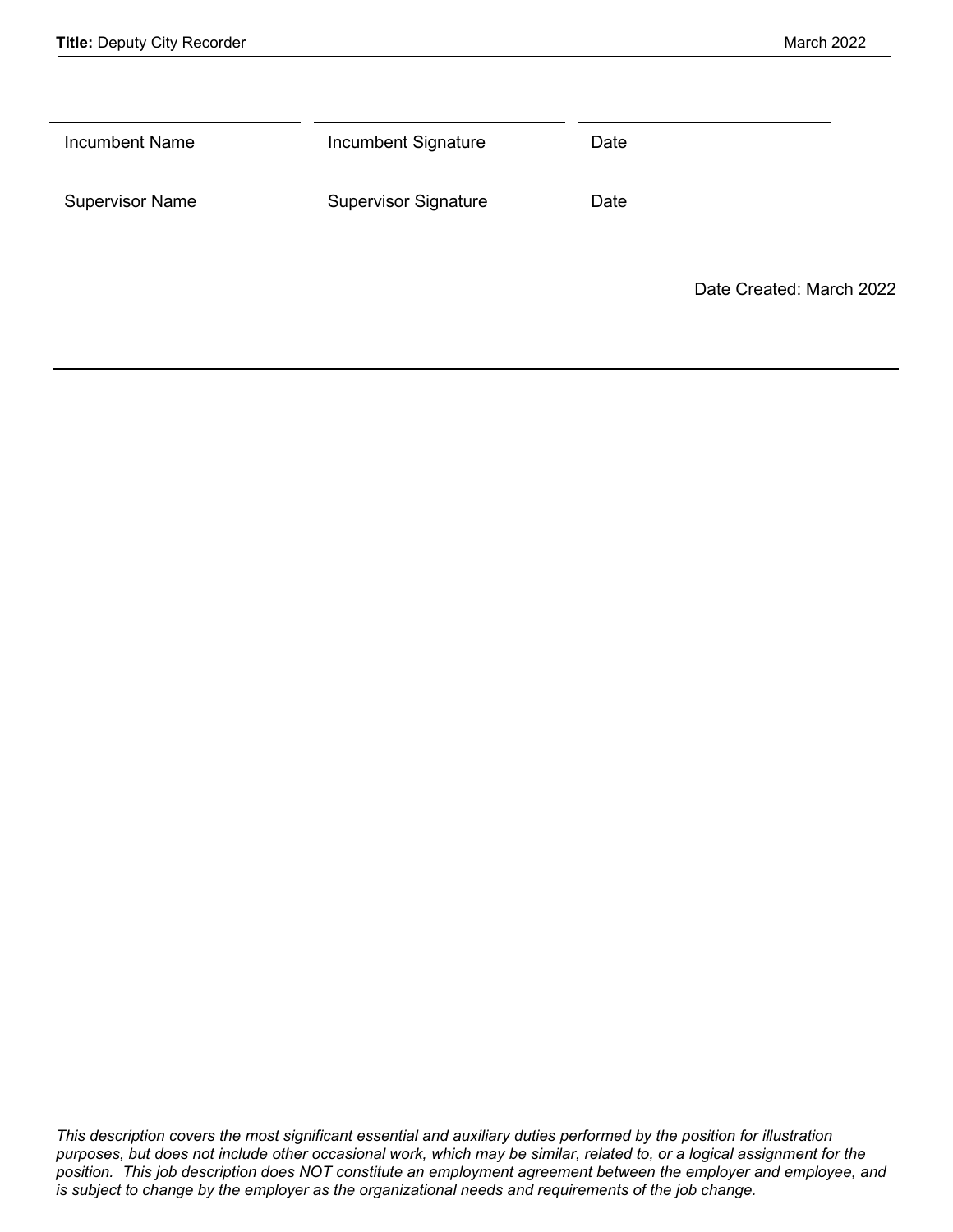| Incumbent Name | Incumbent Signature | Date |
| --- | --- | --- |
| Supervisor Name | Supervisor Signature | Date |

Date Created: March 2022

---

*This description covers the most significant essential and auxiliary duties performed by the position for illustration purposes, but does not include other occasional work, which may be similar, related to, or a logical assignment for the position. This job description does NOT constitute an employment agreement between the employer and employee, and is subject to change by the employer as the organizational needs and requirements of the job change.*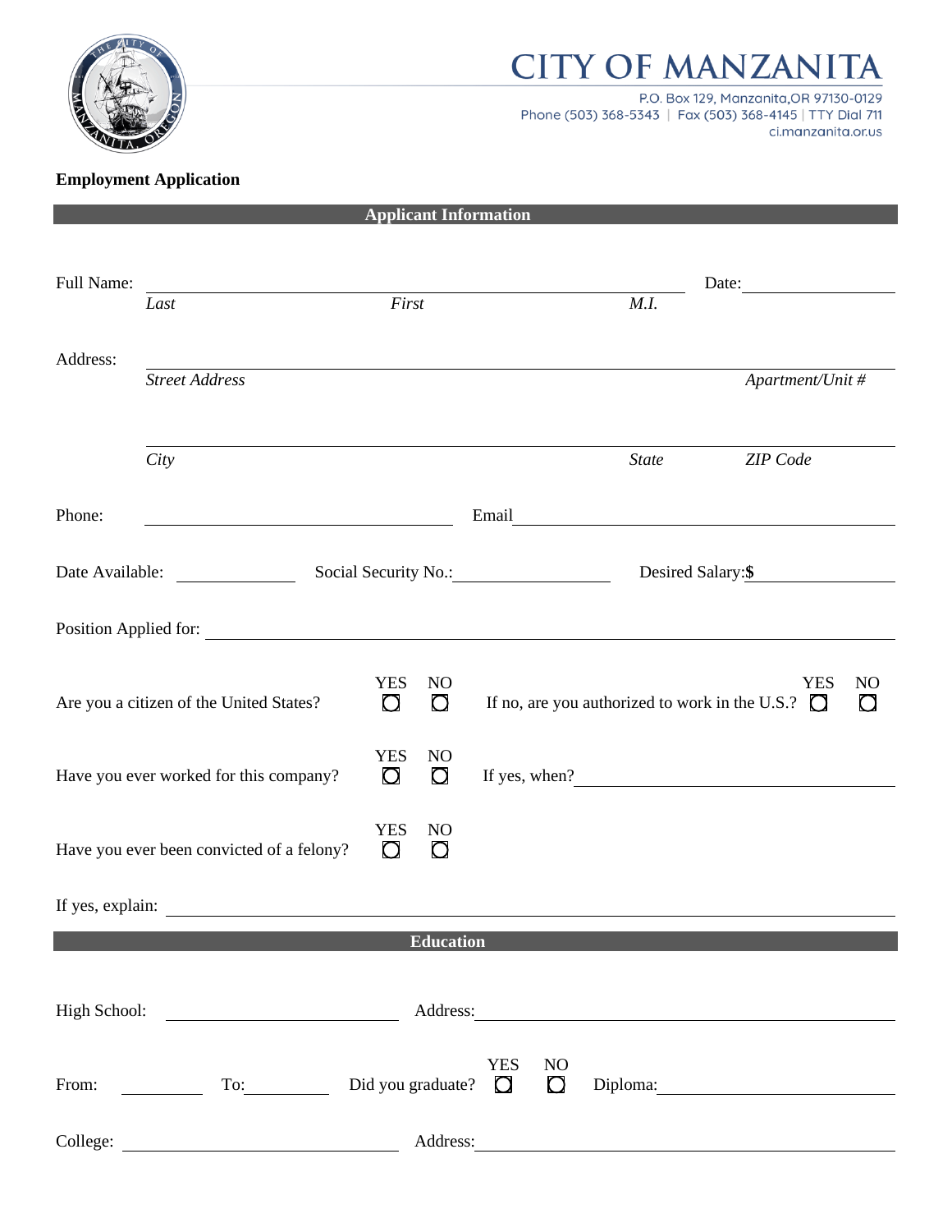# CITY OF MANZANITA

P.O. Box 129, Manzanita, OR 97130-0129
Phone (503) 368-5343 | Fax (503) 368-4145 | TTY Dial 711
ci.manzanita.or.us

**Employment Application**

## Applicant Information

Full Name: ______________________________________________ Date: ______________
*Last* *First* *M.I.*

Address: ______________________________________________
*Street Address* *Apartment/Unit #*

______________________________________________
*City* *State* *ZIP Code*

Phone: ______________________ Email ______________________

Date Available: __________ Social Security No.: ______________ Desired Salary: $ ______________

Position Applied for: ______________________________________________

Are you a citizen of the United States? YES ☐ NO ☐ If no, are you authorized to work in the U.S.? YES ☐ NO ☐

Have you ever worked for this company? YES ☐ NO ☐ If yes, when? ______________________

Have you ever been convicted of a felony? YES ☐ NO ☐

If yes, explain: ______________________________________________

## Education

High School: ______________________ Address: ______________________

From: __________ To: __________ Did you graduate? YES ☐ NO ☐ Diploma: ______________

College: ______________________ Address: ______________________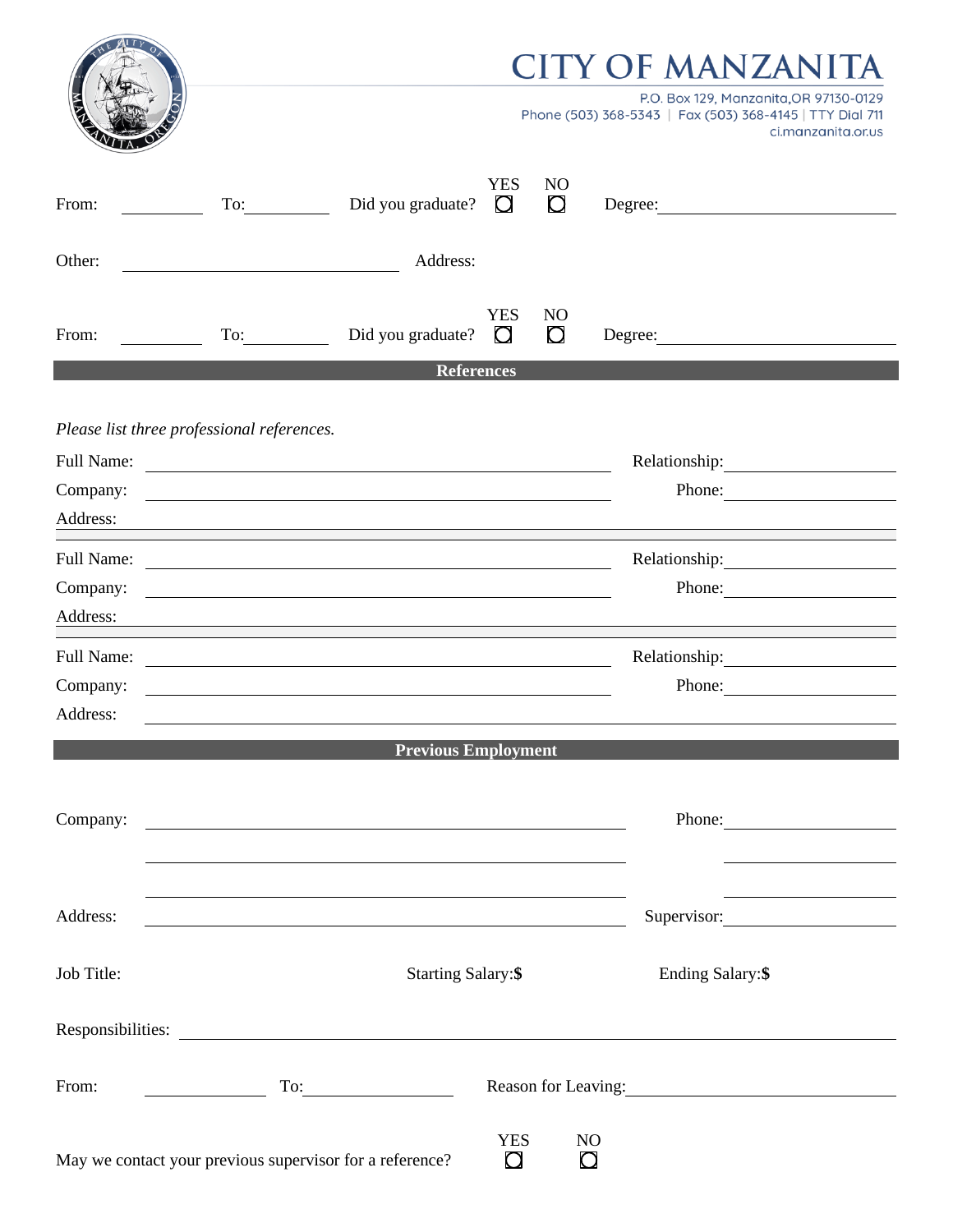# CITY OF MANZANITA

P.O. Box 129, Manzanita,OR 97130-0129
Phone (503) 368-5343 | Fax (503) 368-4145 | TTY Dial 711
ci.manzanita.or.us

From: __________ To: __________ Did you graduate? YES ☐ NO ☐ Degree: ____________________

Other: ____________________ Address:

From: __________ To: __________ Did you graduate? YES ☐ NO ☐ Degree: ____________________

## References

*Please list three professional references.*

Full Name: ______________________________ Relationship: ____________
Company: ______________________________ Phone: ____________
Address: ______________________________

Full Name: ______________________________ Relationship: ____________
Company: ______________________________ Phone: ____________
Address: ______________________________

Full Name: ______________________________ Relationship: ____________
Company: ______________________________ Phone: ____________
Address: ______________________________

## Previous Employment

Company: ______________________________ Phone: ____________

Address: ______________________________ Supervisor: ____________

Job Title: Starting Salary:**$** Ending Salary:**$**

Responsibilities: ______________________________

From: __________ To: __________ Reason for Leaving: ____________________

May we contact your previous supervisor for a reference? YES ☐ NO ☐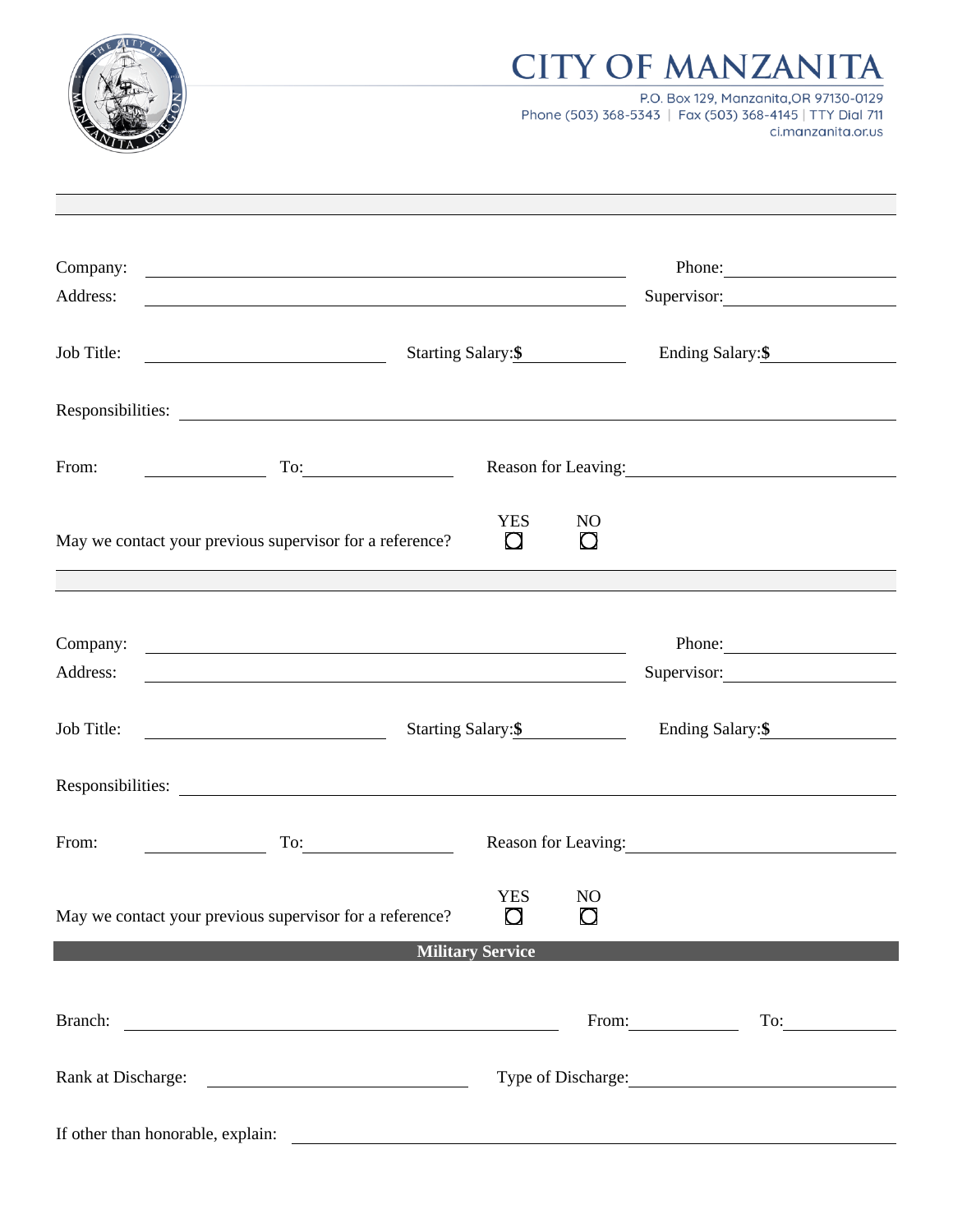# CITY OF MANZANITA

P.O. Box 129, Manzanita,OR 97130-0129
Phone (503) 368-5343 | Fax (503) 368-4145 | TTY Dial 711
ci.manzanita.or.us

---

Company: ______________________ Phone: ______________

Address: ______________________ Supervisor: ______________

Job Title: ______________ Starting Salary:**$**__________ Ending Salary:**$**__________

Responsibilities: ______________________________________________

From: __________ To: __________ Reason for Leaving: ______________________

May we contact your previous supervisor for a reference? YES ☐ NO ☐

---

Company: ______________________ Phone: ______________

Address: ______________________ Supervisor: ______________

Job Title: ______________ Starting Salary:**$**__________ Ending Salary:**$**__________

Responsibilities: ______________________________________________

From: __________ To: __________ Reason for Leaving: ______________________

May we contact your previous supervisor for a reference? YES ☐ NO ☐

## Military Service

Branch: ______________________ From: __________ To: __________

Rank at Discharge: ______________ Type of Discharge: ______________________

If other than honorable, explain: ______________________________________________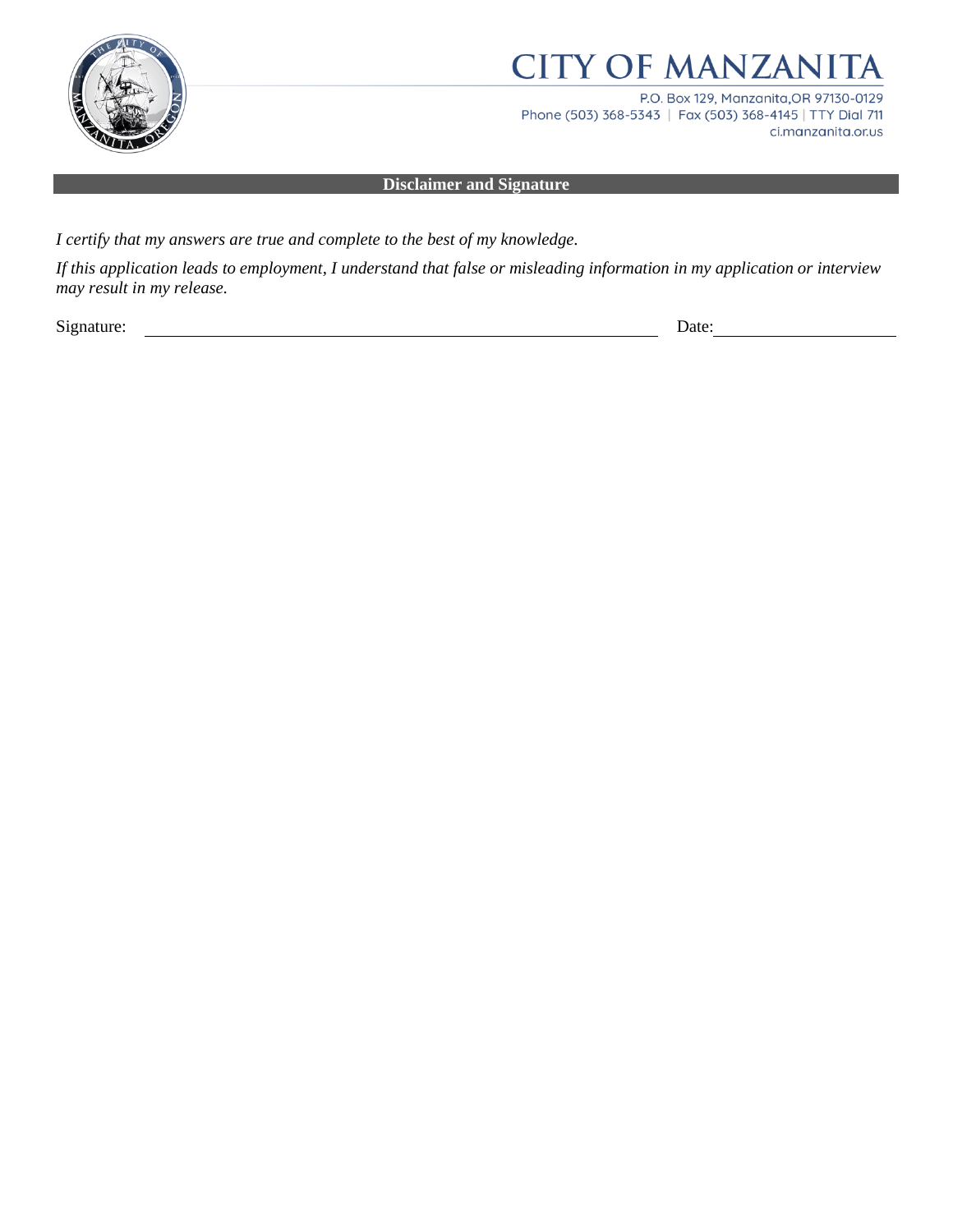# CITY OF MANZANITA

P.O. Box 129, Manzanita,OR 97130-0129
Phone (503) 368-5343 | Fax (503) 368-4145 | TTY Dial 711
ci.manzanita.or.us

## Disclaimer and Signature

*I certify that my answers are true and complete to the best of my knowledge.*

*If this application leads to employment, I understand that false or misleading information in my application or interview may result in my release.*

Signature: ______________________________ Date: ______________